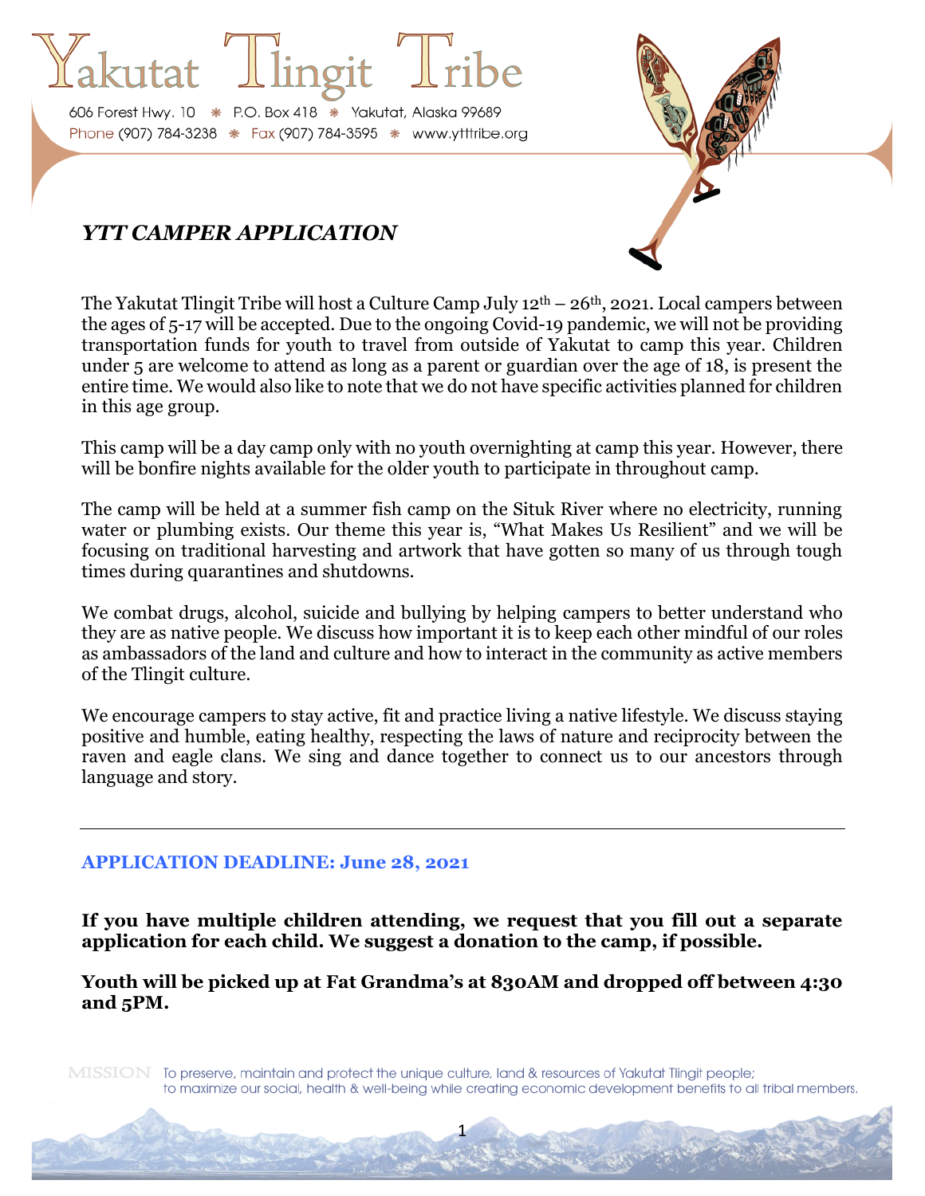Yakutat Tlingit Tribe

606 Forest Hwy. 10 ❋ P.O. Box 418 ❋ Yakutat, Alaska 99689
Phone (907) 784-3238 ❋ Fax (907) 784-3595 ❋ www.ytttribe.org

## *YTT CAMPER APPLICATION*

The Yakutat Tlingit Tribe will host a Culture Camp July 12th – 26th, 2021. Local campers between the ages of 5-17 will be accepted. Due to the ongoing Covid-19 pandemic, we will not be providing transportation funds for youth to travel from outside of Yakutat to camp this year. Children under 5 are welcome to attend as long as a parent or guardian over the age of 18, is present the entire time. We would also like to note that we do not have specific activities planned for children in this age group.

This camp will be a day camp only with no youth overnighting at camp this year. However, there will be bonfire nights available for the older youth to participate in throughout camp.

The camp will be held at a summer fish camp on the Situk River where no electricity, running water or plumbing exists. Our theme this year is, "What Makes Us Resilient" and we will be focusing on traditional harvesting and artwork that have gotten so many of us through tough times during quarantines and shutdowns.

We combat drugs, alcohol, suicide and bullying by helping campers to better understand who they are as native people. We discuss how important it is to keep each other mindful of our roles as ambassadors of the land and culture and how to interact in the community as active members of the Tlingit culture.

We encourage campers to stay active, fit and practice living a native lifestyle. We discuss staying positive and humble, eating healthy, respecting the laws of nature and reciprocity between the raven and eagle clans. We sing and dance together to connect us to our ancestors through language and story.

---

**APPLICATION DEADLINE: June 28, 2021**

**If you have multiple children attending, we request that you fill out a separate application for each child. We suggest a donation to the camp, if possible.**

**Youth will be picked up at Fat Grandma's at 830AM and dropped off between 4:30 and 5PM.**

MISSION To preserve, maintain and protect the unique culture, land & resources of Yakutat Tlingit people; to maximize our social, health & well-being while creating economic development benefits to all tribal members.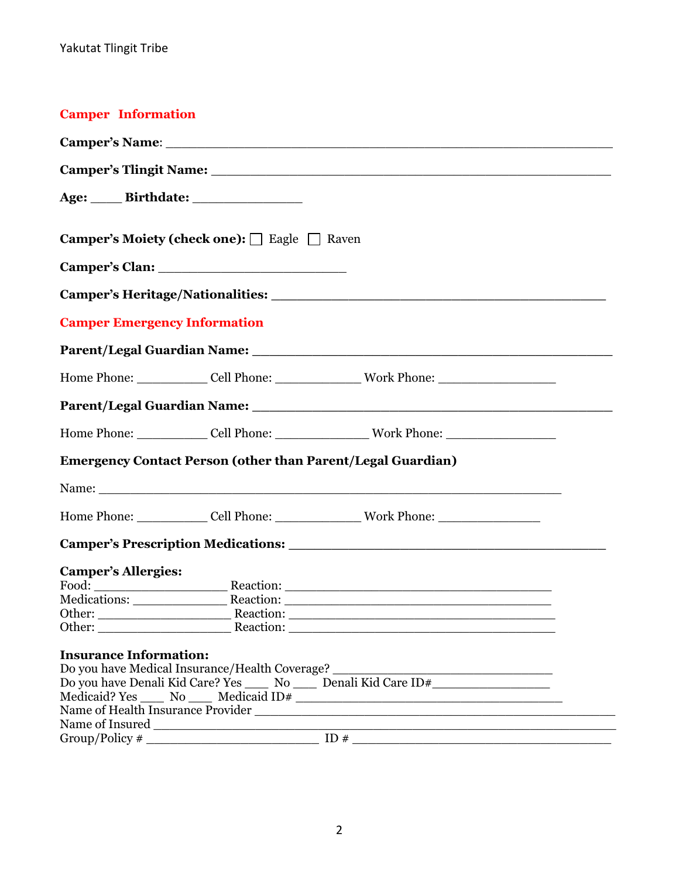## Camper Information

**Camper's Name**: ____________________________________________________________

**Camper's Tlingit Name:** ______________________________________________________

**Age:** ____ **Birthdate:** _______________

**Camper's Moiety (check one):** ☐ Eagle ☐ Raven

**Camper's Clan:** __________________________

**Camper's Heritage/Nationalities:** ______________________________________________

## Camper Emergency Information

**Parent/Legal Guardian Name:** ________________________________________________

Home Phone: __________ Cell Phone: ____________ Work Phone: ________________

**Parent/Legal Guardian Name:** ________________________________________________

Home Phone: __________ Cell Phone: _____________ Work Phone: ________________

**Emergency Contact Person (other than Parent/Legal Guardian)**

Name: _______________________________________________________________

Home Phone: __________ Cell Phone: ____________ Work Phone: ______________

**Camper's Prescription Medications:** ____________________________________________

**Camper's Allergies:**

Food: __________________ Reaction: _____________________________________

Medications: _____________ Reaction: _____________________________________

Other: __________________ Reaction: _____________________________________

Other: __________________ Reaction: _____________________________________

**Insurance Information:**

Do you have Medical Insurance/Health Coverage? _______________________________

Do you have Denali Kid Care? Yes ___ No ___ Denali Kid Care ID#________________

Medicaid? Yes ____ No ____ Medicaid ID# ____________________________________

Name of Health Insurance Provider ________________________________________________

Name of Insured _______________________________________________________________

Group/Policy # _________________________ ID # ____________________________________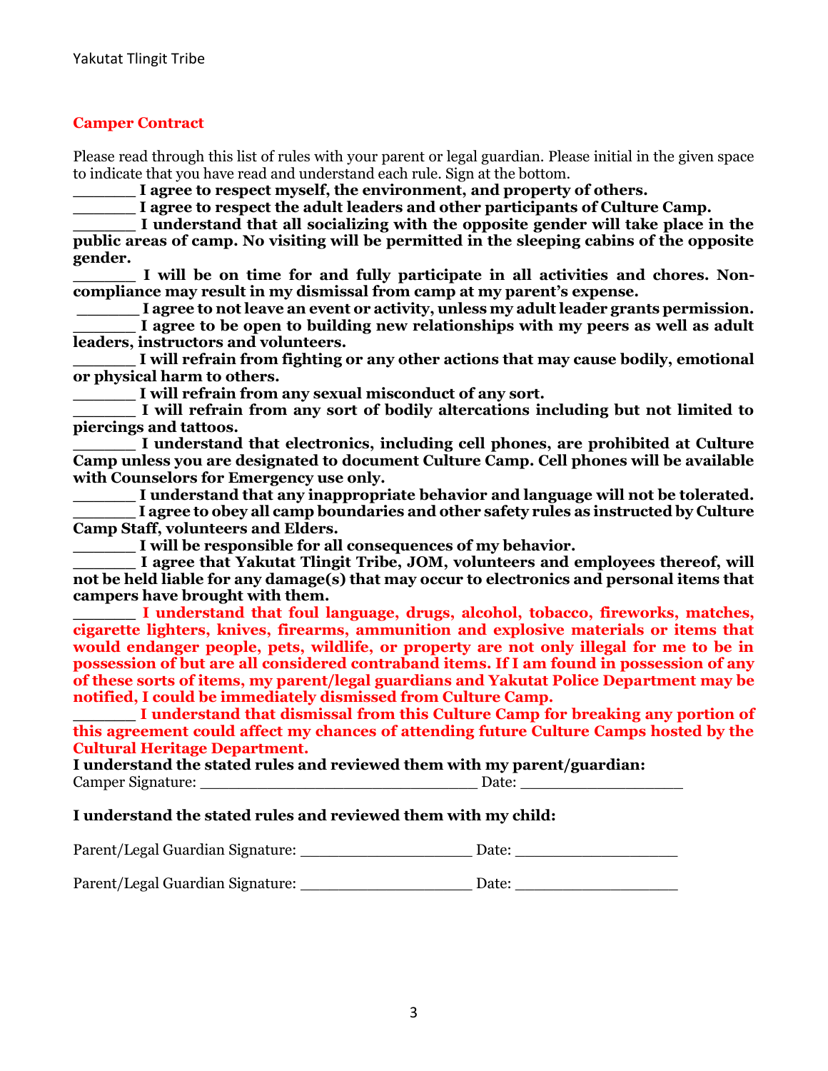## Camper Contract

Please read through this list of rules with your parent or legal guardian. Please initial in the given space to indicate that you have read and understand each rule. Sign at the bottom.

**______ I agree to respect myself, the environment, and property of others.**

**______ I agree to respect the adult leaders and other participants of Culture Camp.**

**______ I understand that all socializing with the opposite gender will take place in the public areas of camp. No visiting will be permitted in the sleeping cabins of the opposite gender.**

**______ I will be on time for and fully participate in all activities and chores. Non-compliance may result in my dismissal from camp at my parent's expense.**

**______ I agree to not leave an event or activity, unless my adult leader grants permission.**

**______ I agree to be open to building new relationships with my peers as well as adult leaders, instructors and volunteers.**

**______ I will refrain from fighting or any other actions that may cause bodily, emotional or physical harm to others.**

**______ I will refrain from any sexual misconduct of any sort.**

**______ I will refrain from any sort of bodily altercations including but not limited to piercings and tattoos.**

**______ I understand that electronics, including cell phones, are prohibited at Culture Camp unless you are designated to document Culture Camp. Cell phones will be available with Counselors for Emergency use only.**

**______ I understand that any inappropriate behavior and language will not be tolerated.**

**______ I agree to obey all camp boundaries and other safety rules as instructed by Culture Camp Staff, volunteers and Elders.**

**______ I will be responsible for all consequences of my behavior.**

**______ I agree that Yakutat Tlingit Tribe, JOM, volunteers and employees thereof, will not be held liable for any damage(s) that may occur to electronics and personal items that campers have brought with them.**

**______ I understand that foul language, drugs, alcohol, tobacco, fireworks, matches, cigarette lighters, knives, firearms, ammunition and explosive materials or items that would endanger people, pets, wildlife, or property are not only illegal for me to be in possession of but are all considered contraband items. If I am found in possession of any of these sorts of items, my parent/legal guardians and Yakutat Police Department may be notified, I could be immediately dismissed from Culture Camp.**

**______ I understand that dismissal from this Culture Camp for breaking any portion of this agreement could affect my chances of attending future Culture Camps hosted by the Cultural Heritage Department.**

**I understand the stated rules and reviewed them with my parent/guardian:**

Camper Signature: ____________________________ Date: ________________

**I understand the stated rules and reviewed them with my child:**

Parent/Legal Guardian Signature: __________________ Date: ________________

Parent/Legal Guardian Signature: __________________ Date: ________________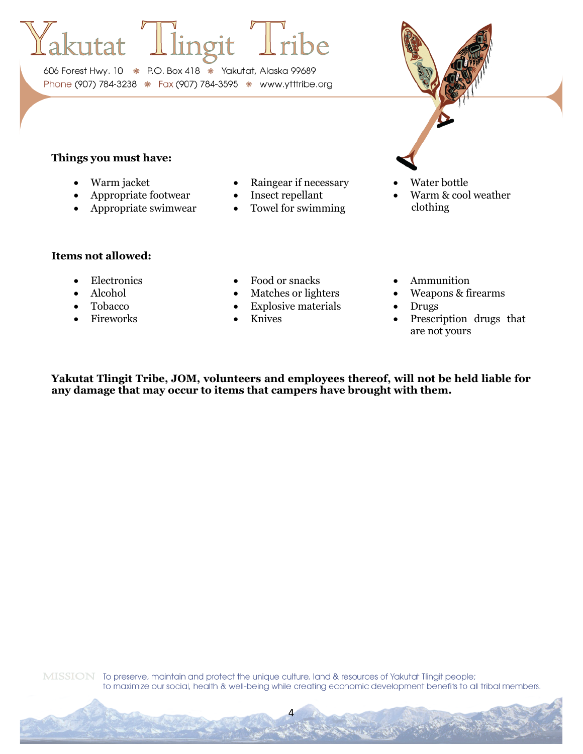**Things you must have:**

- Warm jacket
- Appropriate footwear
- Appropriate swimwear
- Raingear if necessary
- Insect repellant
- Towel for swimming
- Water bottle
- Warm & cool weather clothing

**Items not allowed:**

- Electronics
- Alcohol
- Tobacco
- Fireworks
- Food or snacks
- Matches or lighters
- Explosive materials
- Knives
- Ammunition
- Weapons & firearms
- Drugs
- Prescription drugs that are not yours

**Yakutat Tlingit Tribe, JOM, volunteers and employees thereof, will not be held liable for any damage that may occur to items that campers have brought with them.**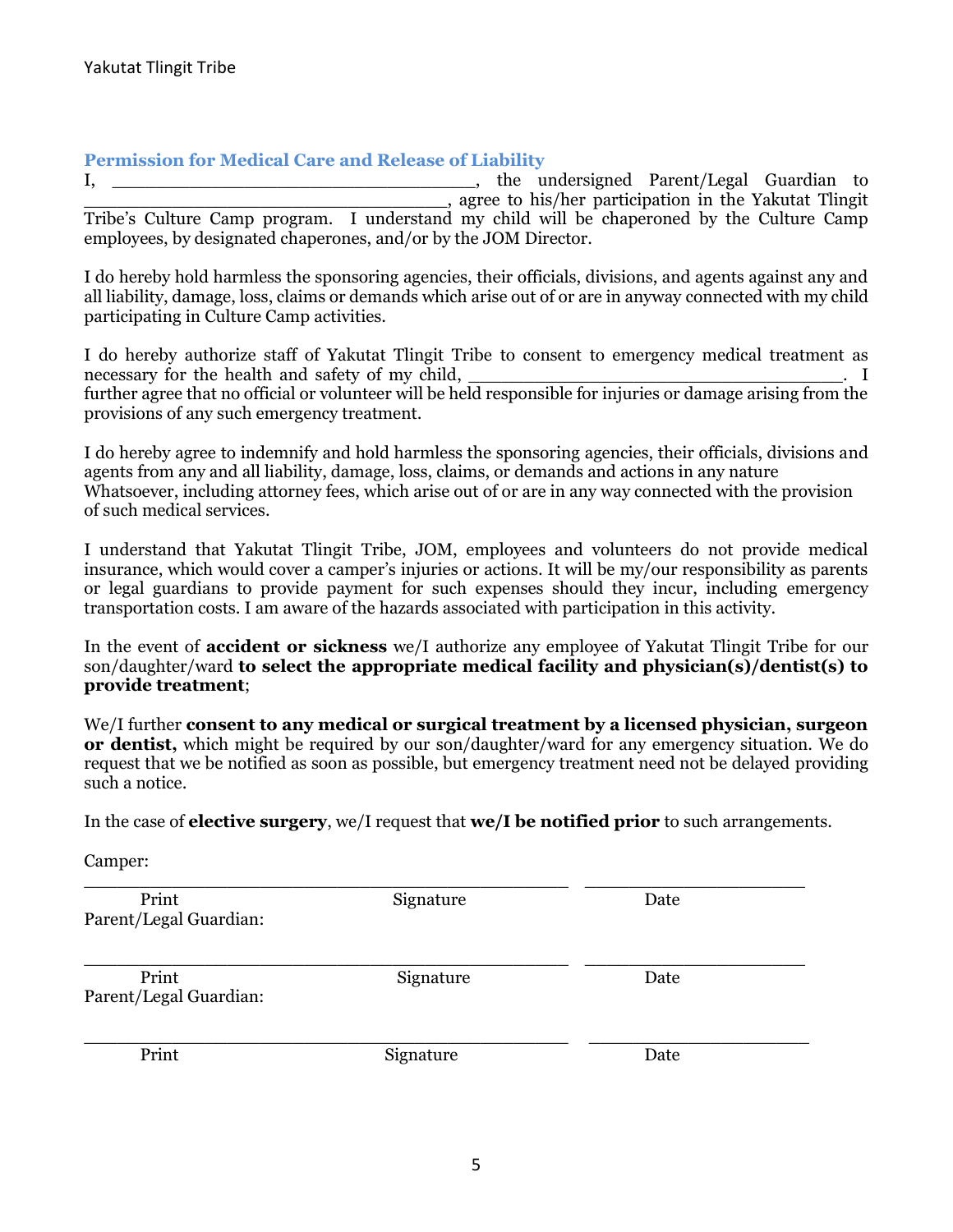## Permission for Medical Care and Release of Liability

I, ________________________________, the undersigned Parent/Legal Guardian to ________________________________, agree to his/her participation in the Yakutat Tlingit Tribe's Culture Camp program. I understand my child will be chaperoned by the Culture Camp employees, by designated chaperones, and/or by the JOM Director.

I do hereby hold harmless the sponsoring agencies, their officials, divisions, and agents against any and all liability, damage, loss, claims or demands which arise out of or are in anyway connected with my child participating in Culture Camp activities.

I do hereby authorize staff of Yakutat Tlingit Tribe to consent to emergency medical treatment as necessary for the health and safety of my child, ________________________________. I further agree that no official or volunteer will be held responsible for injuries or damage arising from the provisions of any such emergency treatment.

I do hereby agree to indemnify and hold harmless the sponsoring agencies, their officials, divisions and agents from any and all liability, damage, loss, claims, or demands and actions in any nature Whatsoever, including attorney fees, which arise out of or are in any way connected with the provision of such medical services.

I understand that Yakutat Tlingit Tribe, JOM, employees and volunteers do not provide medical insurance, which would cover a camper's injuries or actions. It will be my/our responsibility as parents or legal guardians to provide payment for such expenses should they incur, including emergency transportation costs. I am aware of the hazards associated with participation in this activity.

In the event of **accident or sickness** we/I authorize any employee of Yakutat Tlingit Tribe for our son/daughter/ward **to select the appropriate medical facility and physician(s)/dentist(s) to provide treatment**;

We/I further **consent to any medical or surgical treatment by a licensed physician, surgeon or dentist,** which might be required by our son/daughter/ward for any emergency situation. We do request that we be notified as soon as possible, but emergency treatment need not be delayed providing such a notice.

In the case of **elective surgery**, we/I request that **we/I be notified prior** to such arrangements.

Camper:

__________________________________________ ____________________

Print Signature Date

Parent/Legal Guardian:

__________________________________________ ____________________

Print Signature Date

Parent/Legal Guardian:

__________________________________________ ____________________

Print Signature Date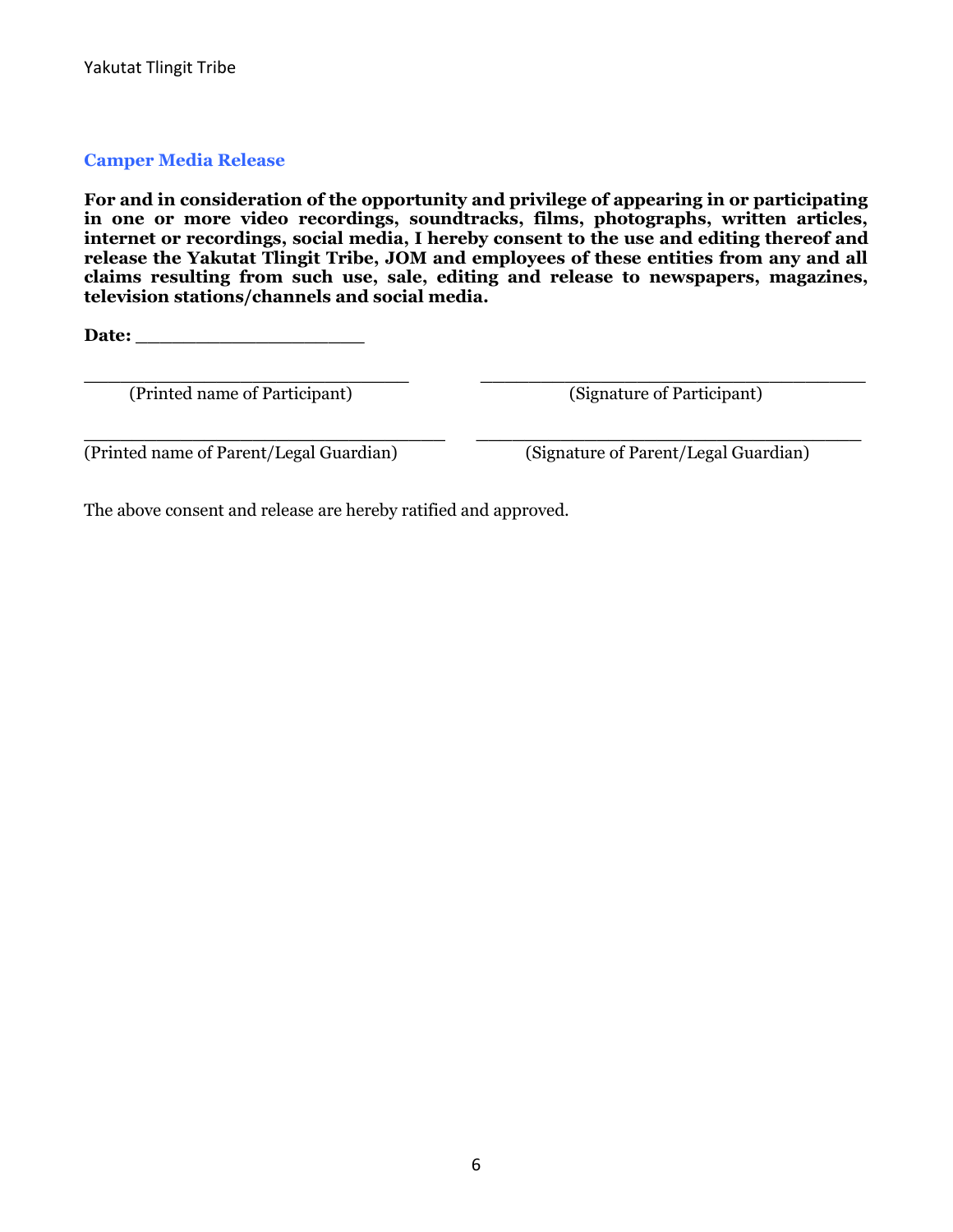## Camper Media Release

**For and in consideration of the opportunity and privilege of appearing in or participating in one or more video recordings, soundtracks, films, photographs, written articles, internet or recordings, social media, I hereby consent to the use and editing thereof and release the Yakutat Tlingit Tribe, JOM and employees of these entities from any and all claims resulting from such use, sale, editing and release to newspapers, magazines, television stations/channels and social media.**

**Date:** ____________________

______________________________ (Printed name of Participant)

______________________________ (Signature of Participant)

______________________________ (Printed name of Parent/Legal Guardian)

______________________________ (Signature of Parent/Legal Guardian)

The above consent and release are hereby ratified and approved.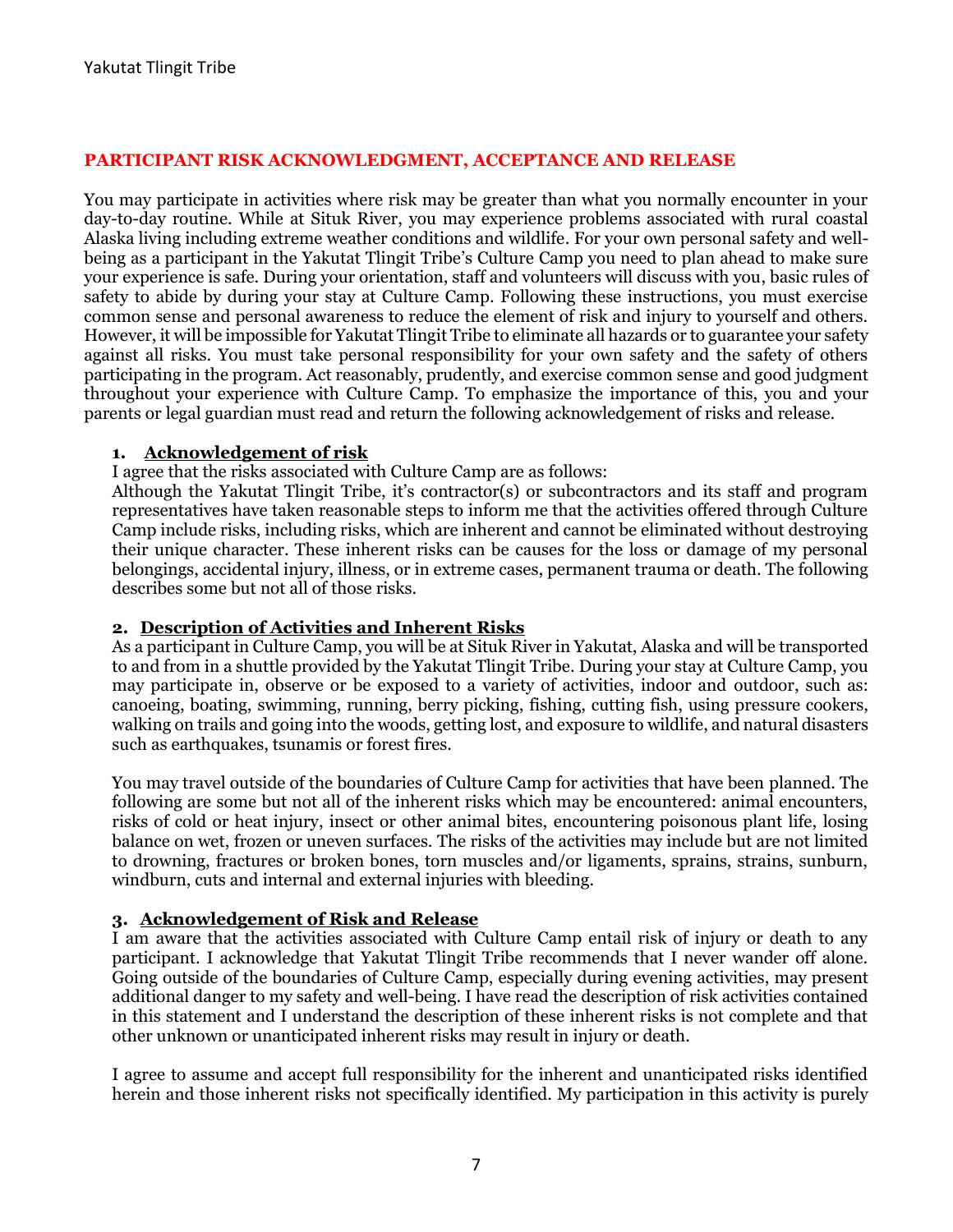## PARTICIPANT RISK ACKNOWLEDGMENT, ACCEPTANCE AND RELEASE

You may participate in activities where risk may be greater than what you normally encounter in your day-to-day routine. While at Situk River, you may experience problems associated with rural coastal Alaska living including extreme weather conditions and wildlife. For your own personal safety and well-being as a participant in the Yakutat Tlingit Tribe's Culture Camp you need to plan ahead to make sure your experience is safe. During your orientation, staff and volunteers will discuss with you, basic rules of safety to abide by during your stay at Culture Camp. Following these instructions, you must exercise common sense and personal awareness to reduce the element of risk and injury to yourself and others. However, it will be impossible for Yakutat Tlingit Tribe to eliminate all hazards or to guarantee your safety against all risks. You must take personal responsibility for your own safety and the safety of others participating in the program. Act reasonably, prudently, and exercise common sense and good judgment throughout your experience with Culture Camp. To emphasize the importance of this, you and your parents or legal guardian must read and return the following acknowledgement of risks and release.

### 1. Acknowledgement of risk

I agree that the risks associated with Culture Camp are as follows:
Although the Yakutat Tlingit Tribe, it's contractor(s) or subcontractors and its staff and program representatives have taken reasonable steps to inform me that the activities offered through Culture Camp include risks, including risks, which are inherent and cannot be eliminated without destroying their unique character. These inherent risks can be causes for the loss or damage of my personal belongings, accidental injury, illness, or in extreme cases, permanent trauma or death. The following describes some but not all of those risks.

### 2. Description of Activities and Inherent Risks

As a participant in Culture Camp, you will be at Situk River in Yakutat, Alaska and will be transported to and from in a shuttle provided by the Yakutat Tlingit Tribe. During your stay at Culture Camp, you may participate in, observe or be exposed to a variety of activities, indoor and outdoor, such as: canoeing, boating, swimming, running, berry picking, fishing, cutting fish, using pressure cookers, walking on trails and going into the woods, getting lost, and exposure to wildlife, and natural disasters such as earthquakes, tsunamis or forest fires.

You may travel outside of the boundaries of Culture Camp for activities that have been planned. The following are some but not all of the inherent risks which may be encountered: animal encounters, risks of cold or heat injury, insect or other animal bites, encountering poisonous plant life, losing balance on wet, frozen or uneven surfaces. The risks of the activities may include but are not limited to drowning, fractures or broken bones, torn muscles and/or ligaments, sprains, strains, sunburn, windburn, cuts and internal and external injuries with bleeding.

### 3. Acknowledgement of Risk and Release

I am aware that the activities associated with Culture Camp entail risk of injury or death to any participant. I acknowledge that Yakutat Tlingit Tribe recommends that I never wander off alone. Going outside of the boundaries of Culture Camp, especially during evening activities, may present additional danger to my safety and well-being. I have read the description of risk activities contained in this statement and I understand the description of these inherent risks is not complete and that other unknown or unanticipated inherent risks may result in injury or death.

I agree to assume and accept full responsibility for the inherent and unanticipated risks identified herein and those inherent risks not specifically identified. My participation in this activity is purely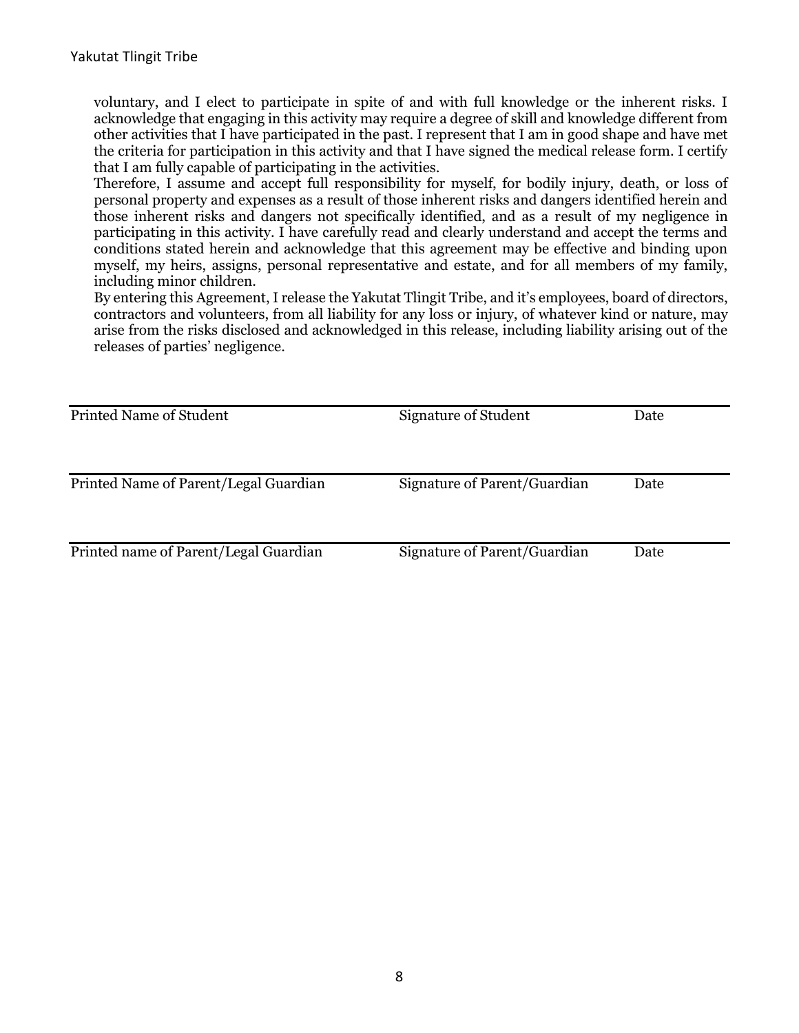voluntary, and I elect to participate in spite of and with full knowledge or the inherent risks. I acknowledge that engaging in this activity may require a degree of skill and knowledge different from other activities that I have participated in the past. I represent that I am in good shape and have met the criteria for participation in this activity and that I have signed the medical release form. I certify that I am fully capable of participating in the activities.

Therefore, I assume and accept full responsibility for myself, for bodily injury, death, or loss of personal property and expenses as a result of those inherent risks and dangers identified herein and those inherent risks and dangers not specifically identified, and as a result of my negligence in participating in this activity. I have carefully read and clearly understand and accept the terms and conditions stated herein and acknowledge that this agreement may be effective and binding upon myself, my heirs, assigns, personal representative and estate, and for all members of my family, including minor children.

By entering this Agreement, I release the Yakutat Tlingit Tribe, and it's employees, board of directors, contractors and volunteers, from all liability for any loss or injury, of whatever kind or nature, may arise from the risks disclosed and acknowledged in this release, including liability arising out of the releases of parties' negligence.

| Printed Name of Student | Signature of Student | Date |
|---|---|---|
| Printed Name of Parent/Legal Guardian | Signature of Parent/Guardian | Date |
| Printed name of Parent/Legal Guardian | Signature of Parent/Guardian | Date |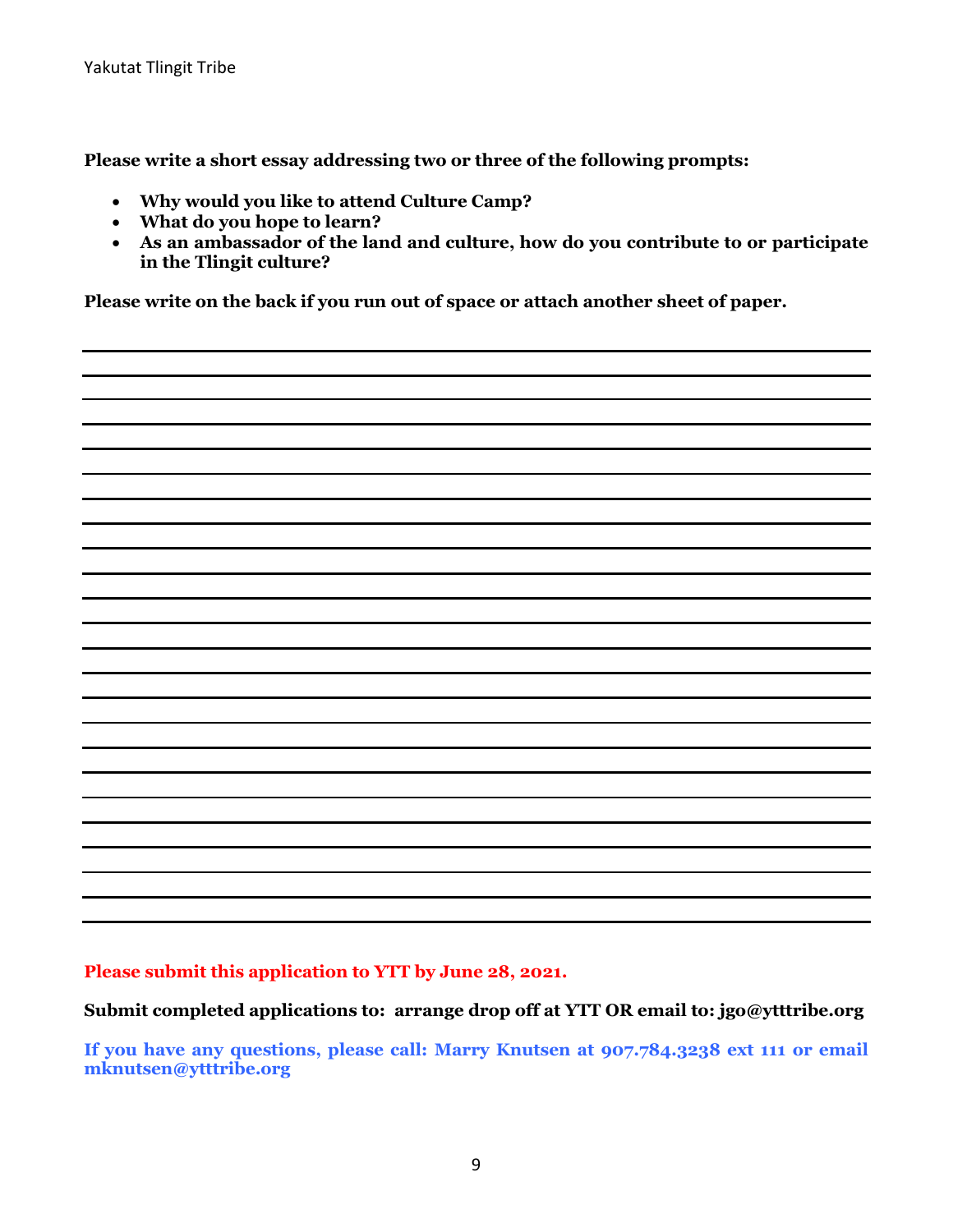**Please write a short essay addressing two or three of the following prompts:**

- **Why would you like to attend Culture Camp?**
- **What do you hope to learn?**
- **As an ambassador of the land and culture, how do you contribute to or participate in the Tlingit culture?**

**Please write on the back if you run out of space or attach another sheet of paper.**

**Please submit this application to YTT by June 28, 2021.**

**Submit completed applications to: arrange drop off at YTT OR email to: jgo@ytttribe.org**

**If you have any questions, please call: Marry Knutsen at 907.784.3238 ext 111 or email mknutsen@ytttribe.org**